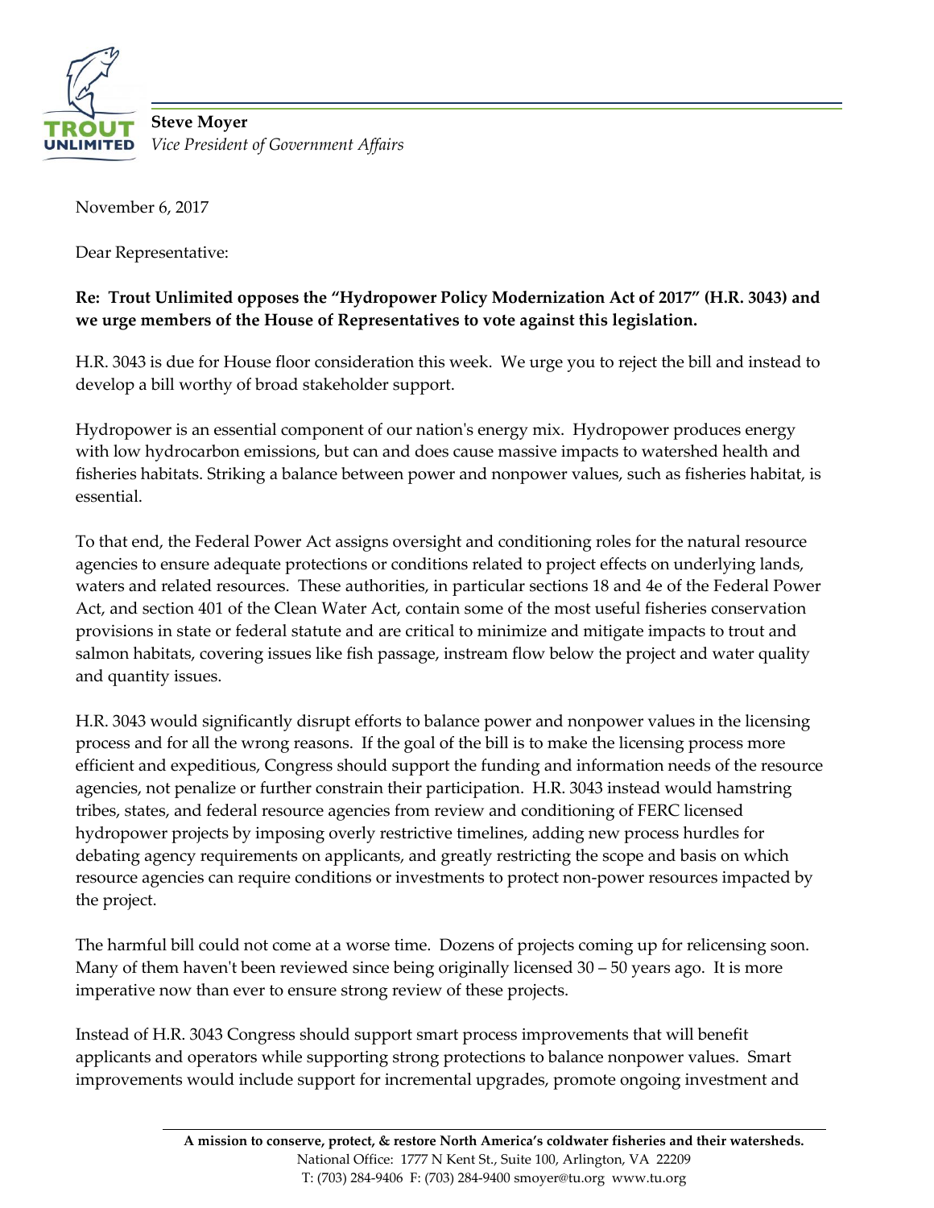**Steve Moyer**
*Vice President of Government Affairs*

November 6, 2017

Dear Representative:

**Re: Trout Unlimited opposes the "Hydropower Policy Modernization Act of 2017" (H.R. 3043) and we urge members of the House of Representatives to vote against this legislation.**

H.R. 3043 is due for House floor consideration this week. We urge you to reject the bill and instead to develop a bill worthy of broad stakeholder support.

Hydropower is an essential component of our nation's energy mix. Hydropower produces energy with low hydrocarbon emissions, but can and does cause massive impacts to watershed health and fisheries habitats. Striking a balance between power and nonpower values, such as fisheries habitat, is essential.

To that end, the Federal Power Act assigns oversight and conditioning roles for the natural resource agencies to ensure adequate protections or conditions related to project effects on underlying lands, waters and related resources. These authorities, in particular sections 18 and 4e of the Federal Power Act, and section 401 of the Clean Water Act, contain some of the most useful fisheries conservation provisions in state or federal statute and are critical to minimize and mitigate impacts to trout and salmon habitats, covering issues like fish passage, instream flow below the project and water quality and quantity issues.

H.R. 3043 would significantly disrupt efforts to balance power and nonpower values in the licensing process and for all the wrong reasons. If the goal of the bill is to make the licensing process more efficient and expeditious, Congress should support the funding and information needs of the resource agencies, not penalize or further constrain their participation. H.R. 3043 instead would hamstring tribes, states, and federal resource agencies from review and conditioning of FERC licensed hydropower projects by imposing overly restrictive timelines, adding new process hurdles for debating agency requirements on applicants, and greatly restricting the scope and basis on which resource agencies can require conditions or investments to protect non-power resources impacted by the project.

The harmful bill could not come at a worse time. Dozens of projects coming up for relicensing soon. Many of them haven't been reviewed since being originally licensed 30 – 50 years ago. It is more imperative now than ever to ensure strong review of these projects.

Instead of H.R. 3043 Congress should support smart process improvements that will benefit applicants and operators while supporting strong protections to balance nonpower values. Smart improvements would include support for incremental upgrades, promote ongoing investment and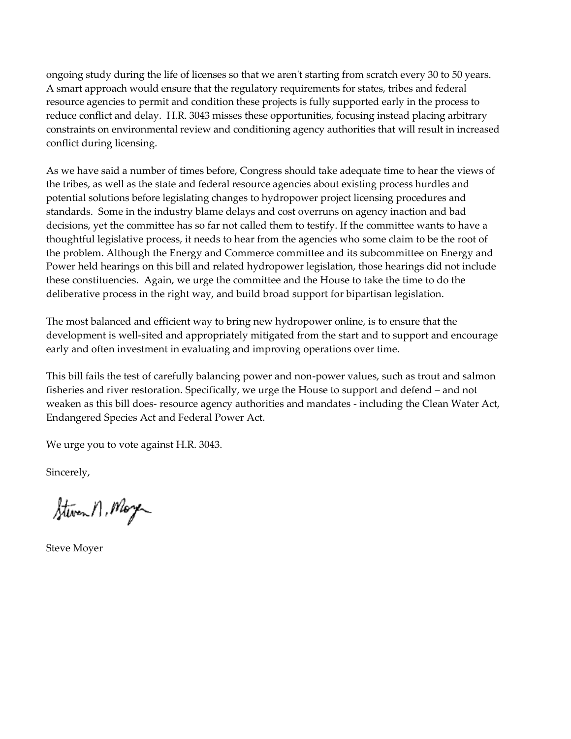ongoing study during the life of licenses so that we aren't starting from scratch every 30 to 50 years. A smart approach would ensure that the regulatory requirements for states, tribes and federal resource agencies to permit and condition these projects is fully supported early in the process to reduce conflict and delay. H.R. 3043 misses these opportunities, focusing instead placing arbitrary constraints on environmental review and conditioning agency authorities that will result in increased conflict during licensing.

As we have said a number of times before, Congress should take adequate time to hear the views of the tribes, as well as the state and federal resource agencies about existing process hurdles and potential solutions before legislating changes to hydropower project licensing procedures and standards. Some in the industry blame delays and cost overruns on agency inaction and bad decisions, yet the committee has so far not called them to testify. If the committee wants to have a thoughtful legislative process, it needs to hear from the agencies who some claim to be the root of the problem. Although the Energy and Commerce committee and its subcommittee on Energy and Power held hearings on this bill and related hydropower legislation, those hearings did not include these constituencies. Again, we urge the committee and the House to take the time to do the deliberative process in the right way, and build broad support for bipartisan legislation.

The most balanced and efficient way to bring new hydropower online, is to ensure that the development is well-sited and appropriately mitigated from the start and to support and encourage early and often investment in evaluating and improving operations over time.

This bill fails the test of carefully balancing power and non-power values, such as trout and salmon fisheries and river restoration. Specifically, we urge the House to support and defend – and not weaken as this bill does- resource agency authorities and mandates - including the Clean Water Act, Endangered Species Act and Federal Power Act.

We urge you to vote against H.R. 3043.

Sincerely,

Steven N. Moyer

Steve Moyer